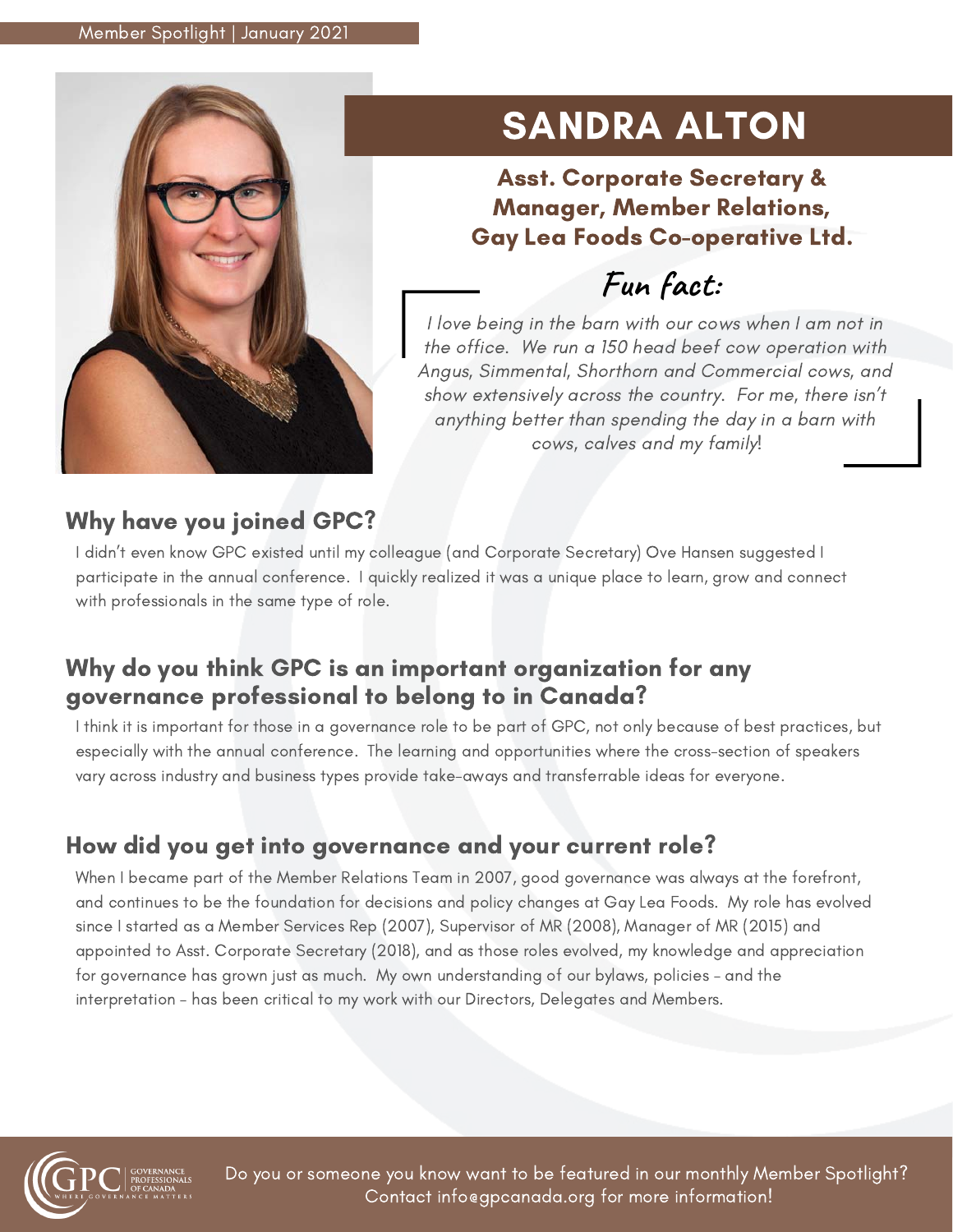Member Spotlight | January 2021

# SANDRA ALTON

**Asst. Corporate Secretary & Manager, Member Relations, Gay Lea Foods Co-operative Ltd.**

## Fun fact:

*I love being in the barn with our cows when I am not in the office. We run a 150 head beef cow operation with Angus, Simmental, Shorthorn and Commercial cows, and show extensively across the country. For me, there isn't anything better than spending the day in a barn with cows, calves and my family!*

## Why have you joined GPC?

I didn't even know GPC existed until my colleague (and Corporate Secretary) Ove Hansen suggested I participate in the annual conference. I quickly realized it was a unique place to learn, grow and connect with professionals in the same type of role.

## Why do you think GPC is an important organization for any governance professional to belong to in Canada?

I think it is important for those in a governance role to be part of GPC, not only because of best practices, but especially with the annual conference. The learning and opportunities where the cross-section of speakers vary across industry and business types provide take-aways and transferrable ideas for everyone.

## How did you get into governance and your current role?

When I became part of the Member Relations Team in 2007, good governance was always at the forefront, and continues to be the foundation for decisions and policy changes at Gay Lea Foods. My role has evolved since I started as a Member Services Rep (2007), Supervisor of MR (2008), Manager of MR (2015) and appointed to Asst. Corporate Secretary (2018), and as those roles evolved, my knowledge and appreciation for governance has grown just as much. My own understanding of our bylaws, policies – and the interpretation – has been critical to my work with our Directors, Delegates and Members.

GPC | GOVERNANCE PROFESSIONALS OF CANADA | WHERE GOVERNANCE MATTERS

Do you or someone you know want to be featured in our monthly Member Spotlight? Contact info@gpcanada.org for more information!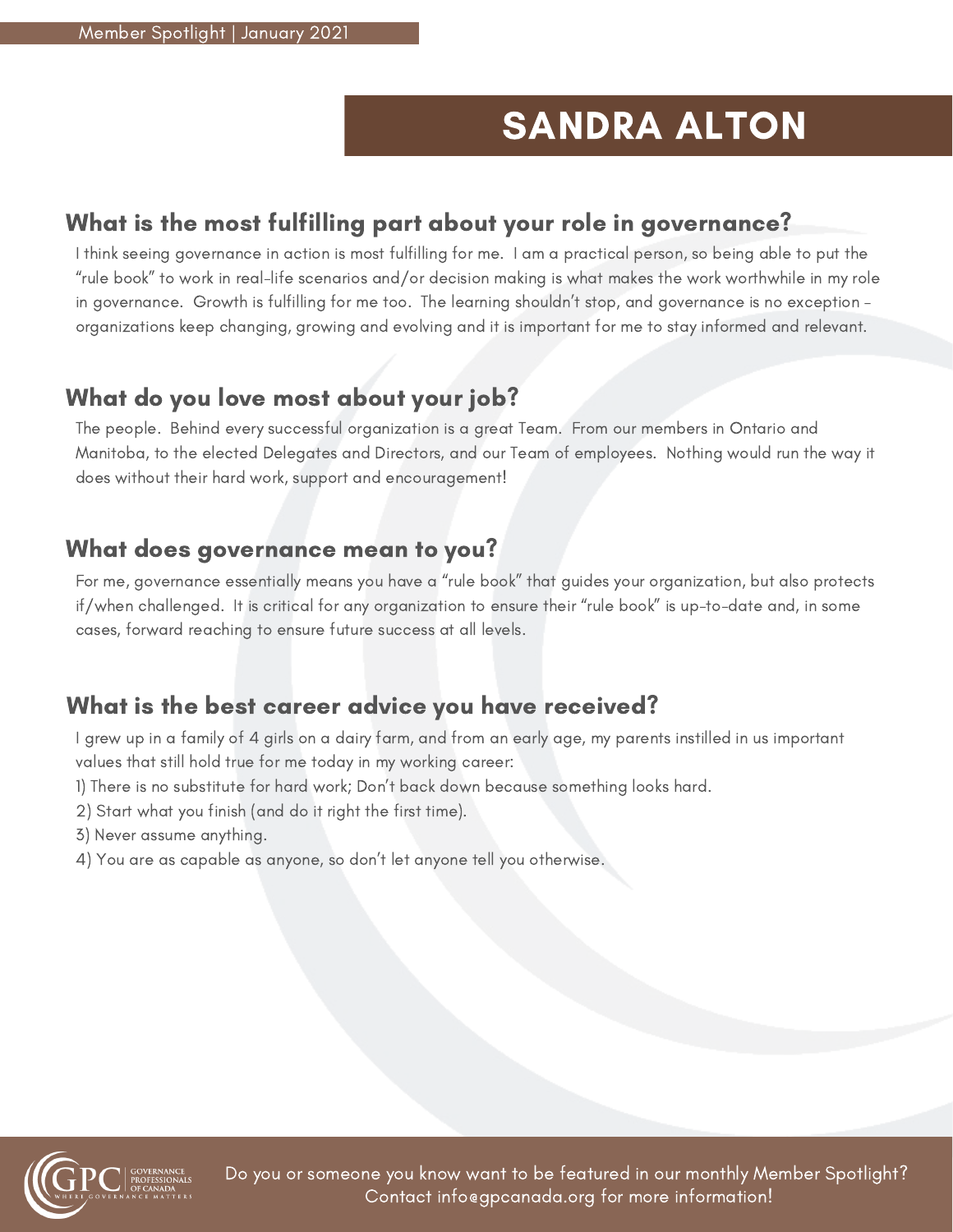# SANDRA ALTON

## What is the most fulfilling part about your role in governance?

I think seeing governance in action is most fulfilling for me. I am a practical person, so being able to put the "rule book" to work in real-life scenarios and/or decision making is what makes the work worthwhile in my role in governance. Growth is fulfilling for me too. The learning shouldn't stop, and governance is no exception – organizations keep changing, growing and evolving and it is important for me to stay informed and relevant.

## What do you love most about your job?

The people. Behind every successful organization is a great Team. From our members in Ontario and Manitoba, to the elected Delegates and Directors, and our Team of employees. Nothing would run the way it does without their hard work, support and encouragement!

## What does governance mean to you?

For me, governance essentially means you have a "rule book" that guides your organization, but also protects if/when challenged. It is critical for any organization to ensure their "rule book" is up-to-date and, in some cases, forward reaching to ensure future success at all levels.

## What is the best career advice you have received?

I grew up in a family of 4 girls on a dairy farm, and from an early age, my parents instilled in us important values that still hold true for me today in my working career:

1) There is no substitute for hard work; Don't back down because something looks hard.
2) Start what you finish (and do it right the first time).
3) Never assume anything.
4) You are as capable as anyone, so don't let anyone tell you otherwise.

Do you or someone you know want to be featured in our monthly Member Spotlight? Contact info@gpcanada.org for more information!